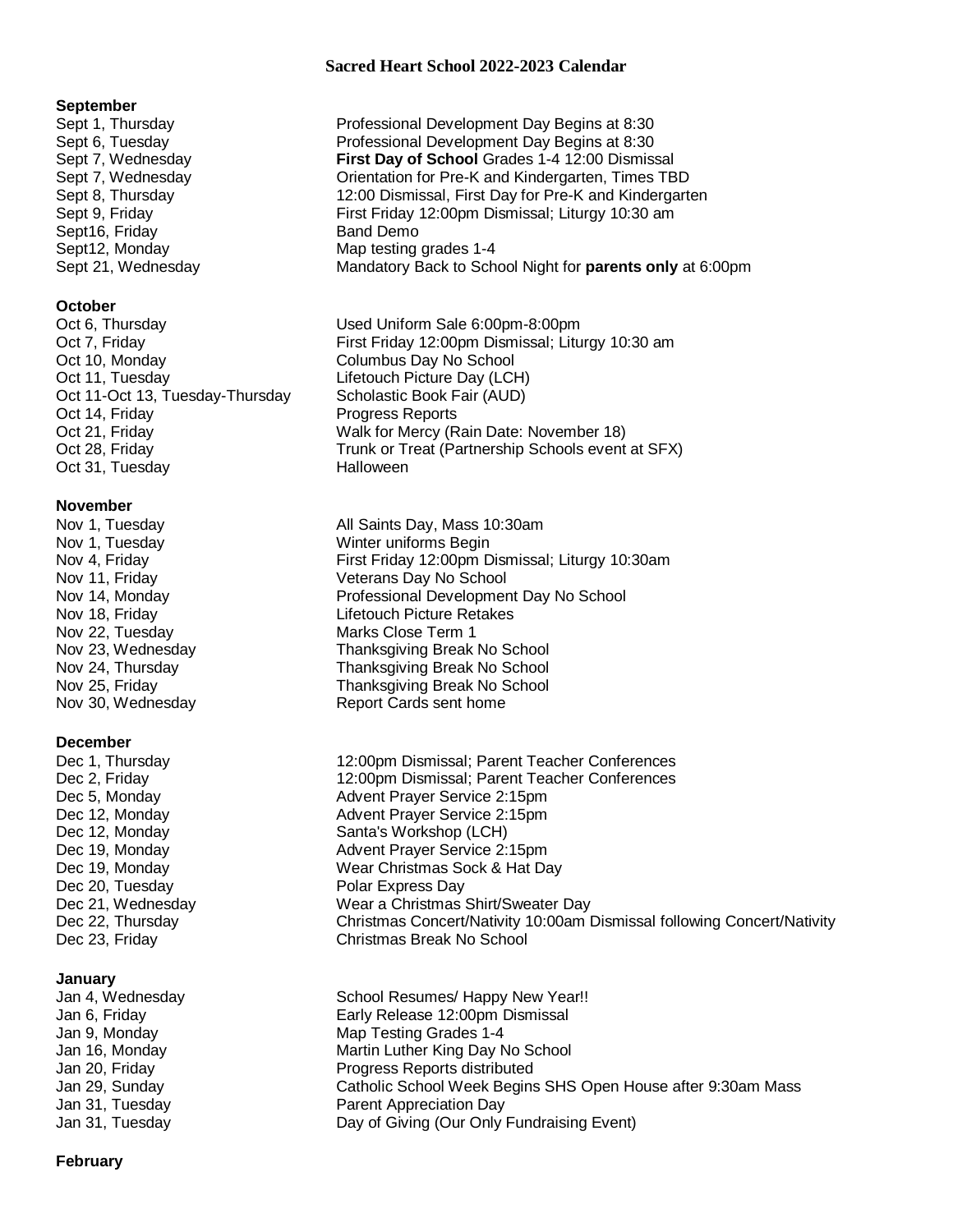# Sacred Heart School 2022-2023 Calendar

## September

| | |
|---|---|
| Sept 1, Thursday | Professional Development Day Begins at 8:30 |
| Sept 6, Tuesday | Professional Development Day Begins at 8:30 |
| Sept 7, Wednesday | **First Day of School** Grades 1-4 12:00 Dismissal |
| Sept 7, Wednesday | Orientation for Pre-K and Kindergarten, Times TBD |
| Sept 8, Thursday | 12:00 Dismissal, First Day for Pre-K and Kindergarten |
| Sept 9, Friday | First Friday 12:00pm Dismissal; Liturgy 10:30 am |
| Sept16, Friday | Band Demo |
| Sept12, Monday | Map testing grades 1-4 |
| Sept 21, Wednesday | Mandatory Back to School Night for **parents only** at 6:00pm |

## October

| | |
|---|---|
| Oct 6, Thursday | Used Uniform Sale 6:00pm-8:00pm |
| Oct 7, Friday | First Friday 12:00pm Dismissal; Liturgy 10:30 am |
| Oct 10, Monday | Columbus Day No School |
| Oct 11, Tuesday | Lifetouch Picture Day (LCH) |
| Oct 11-Oct 13, Tuesday-Thursday | Scholastic Book Fair (AUD) |
| Oct 14, Friday | Progress Reports |
| Oct 21, Friday | Walk for Mercy (Rain Date: November 18) |
| Oct 28, Friday | Trunk or Treat (Partnership Schools event at SFX) |
| Oct 31, Tuesday | Halloween |

## November

| | |
|---|---|
| Nov 1, Tuesday | All Saints Day, Mass 10:30am |
| Nov 1, Tuesday | Winter uniforms Begin |
| Nov 4, Friday | First Friday 12:00pm Dismissal; Liturgy 10:30am |
| Nov 11, Friday | Veterans Day No School |
| Nov 14, Monday | Professional Development Day No School |
| Nov 18, Friday | Lifetouch Picture Retakes |
| Nov 22, Tuesday | Marks Close Term 1 |
| Nov 23, Wednesday | Thanksgiving Break No School |
| Nov 24, Thursday | Thanksgiving Break No School |
| Nov 25, Friday | Thanksgiving Break No School |
| Nov 30, Wednesday | Report Cards sent home |

## December

| | |
|---|---|
| Dec 1, Thursday | 12:00pm Dismissal; Parent Teacher Conferences |
| Dec 2, Friday | 12:00pm Dismissal; Parent Teacher Conferences |
| Dec 5, Monday | Advent Prayer Service 2:15pm |
| Dec 12, Monday | Advent Prayer Service 2:15pm |
| Dec 12, Monday | Santa's Workshop (LCH) |
| Dec 19, Monday | Advent Prayer Service 2:15pm |
| Dec 19, Monday | Wear Christmas Sock & Hat Day |
| Dec 20, Tuesday | Polar Express Day |
| Dec 21, Wednesday | Wear a Christmas Shirt/Sweater Day |
| Dec 22, Thursday | Christmas Concert/Nativity 10:00am Dismissal following Concert/Nativity |
| Dec 23, Friday | Christmas Break No School |

## January

| | |
|---|---|
| Jan 4, Wednesday | School Resumes/ Happy New Year!! |
| Jan 6, Friday | Early Release 12:00pm Dismissal |
| Jan 9, Monday | Map Testing Grades 1-4 |
| Jan 16, Monday | Martin Luther King Day No School |
| Jan 20, Friday | Progress Reports distributed |
| Jan 29, Sunday | Catholic School Week Begins SHS Open House after 9:30am Mass |
| Jan 31, Tuesday | Parent Appreciation Day |
| Jan 31, Tuesday | Day of Giving (Our Only Fundraising Event) |

## February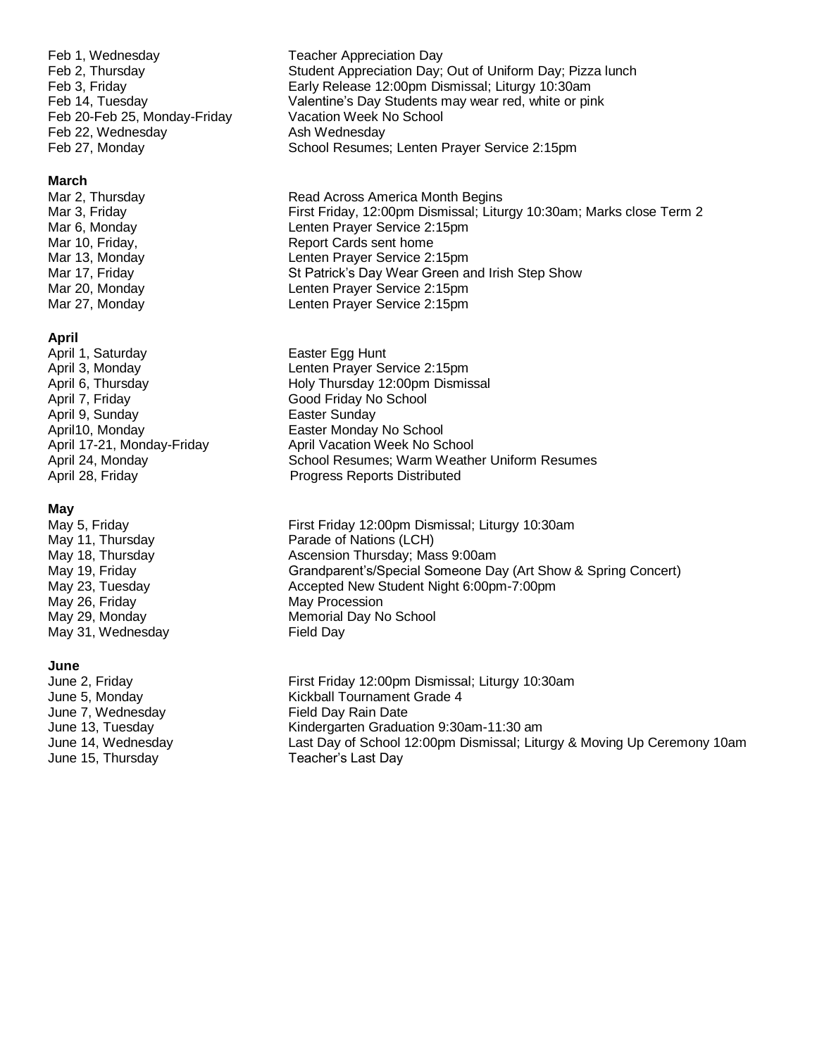| | |
|---|---|
| Feb 1, Wednesday | Teacher Appreciation Day |
| Feb 2, Thursday | Student Appreciation Day; Out of Uniform Day; Pizza lunch |
| Feb 3, Friday | Early Release 12:00pm Dismissal; Liturgy 10:30am |
| Feb 14, Tuesday | Valentine's Day Students may wear red, white or pink |
| Feb 20-Feb 25, Monday-Friday | Vacation Week No School |
| Feb 22, Wednesday | Ash Wednesday |
| Feb 27, Monday | School Resumes; Lenten Prayer Service 2:15pm |

**March**

| | |
|---|---|
| Mar 2, Thursday | Read Across America Month Begins |
| Mar 3, Friday | First Friday, 12:00pm Dismissal; Liturgy 10:30am; Marks close Term 2 |
| Mar 6, Monday | Lenten Prayer Service 2:15pm |
| Mar 10, Friday, | Report Cards sent home |
| Mar 13, Monday | Lenten Prayer Service 2:15pm |
| Mar 17, Friday | St Patrick's Day Wear Green and Irish Step Show |
| Mar 20, Monday | Lenten Prayer Service 2:15pm |
| Mar 27, Monday | Lenten Prayer Service 2:15pm |

**April**

| | |
|---|---|
| April 1, Saturday | Easter Egg Hunt |
| April 3, Monday | Lenten Prayer Service 2:15pm |
| April 6, Thursday | Holy Thursday 12:00pm Dismissal |
| April 7, Friday | Good Friday No School |
| April 9, Sunday | Easter Sunday |
| April10, Monday | Easter Monday No School |
| April 17-21, Monday-Friday | April Vacation Week No School |
| April 24, Monday | School Resumes; Warm Weather Uniform Resumes |
| April 28, Friday | Progress Reports Distributed |

**May**

| | |
|---|---|
| May 5, Friday | First Friday 12:00pm Dismissal; Liturgy 10:30am |
| May 11, Thursday | Parade of Nations (LCH) |
| May 18, Thursday | Ascension Thursday; Mass 9:00am |
| May 19, Friday | Grandparent's/Special Someone Day (Art Show & Spring Concert) |
| May 23, Tuesday | Accepted New Student Night 6:00pm-7:00pm |
| May 26, Friday | May Procession |
| May 29, Monday | Memorial Day No School |
| May 31, Wednesday | Field Day |

**June**

| | |
|---|---|
| June 2, Friday | First Friday 12:00pm Dismissal; Liturgy 10:30am |
| June 5, Monday | Kickball Tournament Grade 4 |
| June 7, Wednesday | Field Day Rain Date |
| June 13, Tuesday | Kindergarten Graduation 9:30am-11:30 am |
| June 14, Wednesday | Last Day of School 12:00pm Dismissal; Liturgy & Moving Up Ceremony 10am |
| June 15, Thursday | Teacher's Last Day |